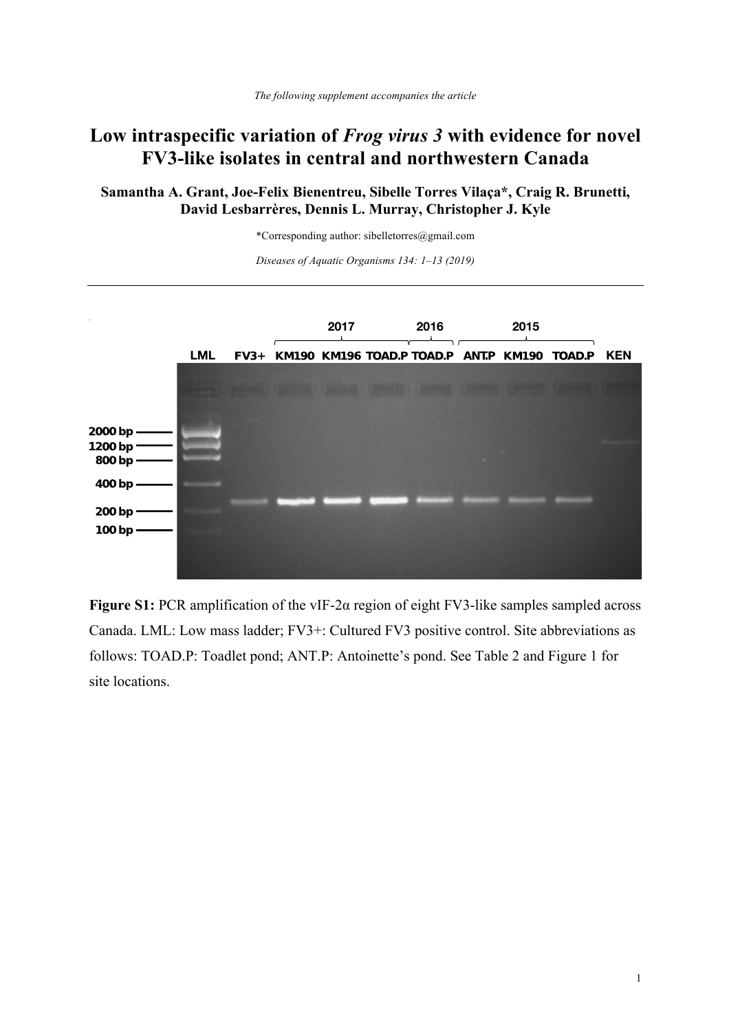*The following supplement accompanies the article*

# Low intraspecific variation of *Frog virus 3* with evidence for novel FV3-like isolates in central and northwestern Canada

**Samantha A. Grant, Joe-Felix Bienentreu, Sibelle Torres Vilaça\*, Craig R. Brunetti, David Lesbarrères, Dennis L. Murray, Christopher J. Kyle**

\*Corresponding author: sibelletorres@gmail.com

*Diseases of Aquatic Organisms 134: 1–13 (2019)*

**Figure S1:** PCR amplification of the vIF-2α region of eight FV3-like samples sampled across Canada. LML: Low mass ladder; FV3+: Cultured FV3 positive control. Site abbreviations as follows: TOAD.P: Toadlet pond; ANT.P: Antoinette's pond. See Table 2 and Figure 1 for site locations.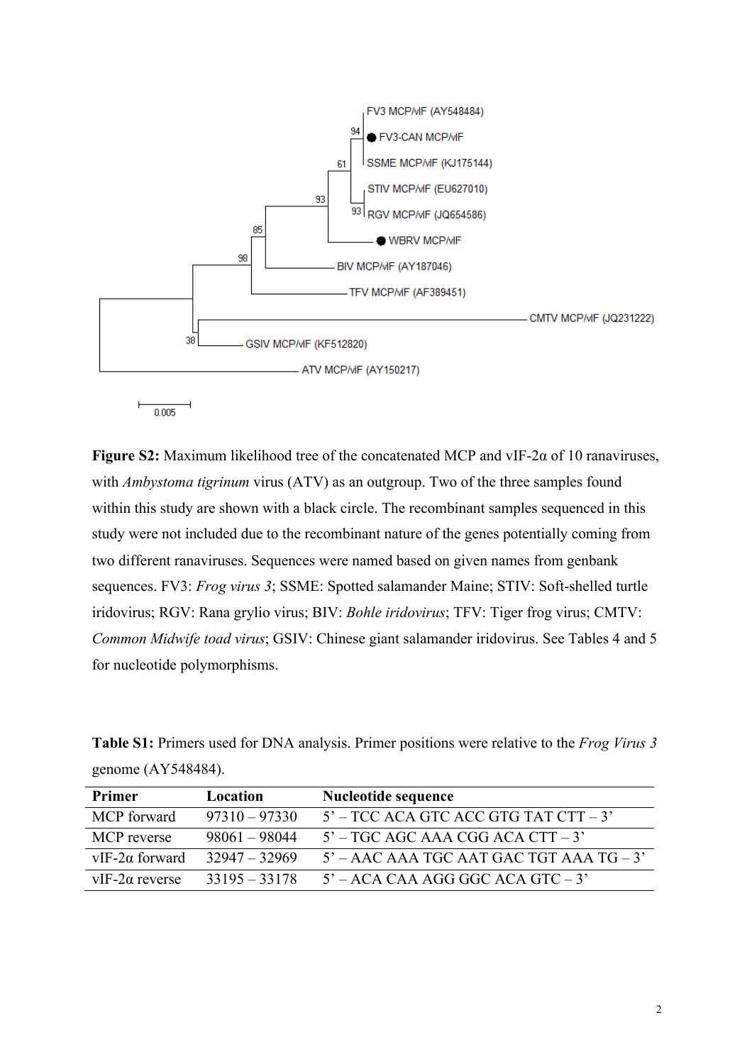**Figure S2:** Maximum likelihood tree of the concatenated MCP and vIF-2α of 10 ranaviruses, with *Ambystoma tigrinum* virus (ATV) as an outgroup. Two of the three samples found within this study are shown with a black circle. The recombinant samples sequenced in this study were not included due to the recombinant nature of the genes potentially coming from two different ranaviruses. Sequences were named based on given names from genbank sequences. FV3: *Frog virus 3*; SSME: Spotted salamander Maine; STIV: Soft-shelled turtle iridovirus; RGV: Rana grylio virus; BIV: *Bohle iridovirus*; TFV: Tiger frog virus; CMTV: *Common Midwife toad virus*; GSIV: Chinese giant salamander iridovirus. See Tables 4 and 5 for nucleotide polymorphisms.

**Table S1:** Primers used for DNA analysis. Primer positions were relative to the *Frog Virus 3* genome (AY548484).

| Primer | Location | Nucleotide sequence |
|---|---|---|
| MCP forward | 97310 – 97330 | 5' – TCC ACA GTC ACC GTG TAT CTT – 3' |
| MCP reverse | 98061 – 98044 | 5' – TGC AGC AAA CGG ACA CTT – 3' |
| vIF-2α forward | 32947 – 32969 | 5' – AAC AAA TGC AAT GAC TGT AAA TG – 3' |
| vIF-2α reverse | 33195 – 33178 | 5' – ACA CAA AGG GGC ACA GTC – 3' |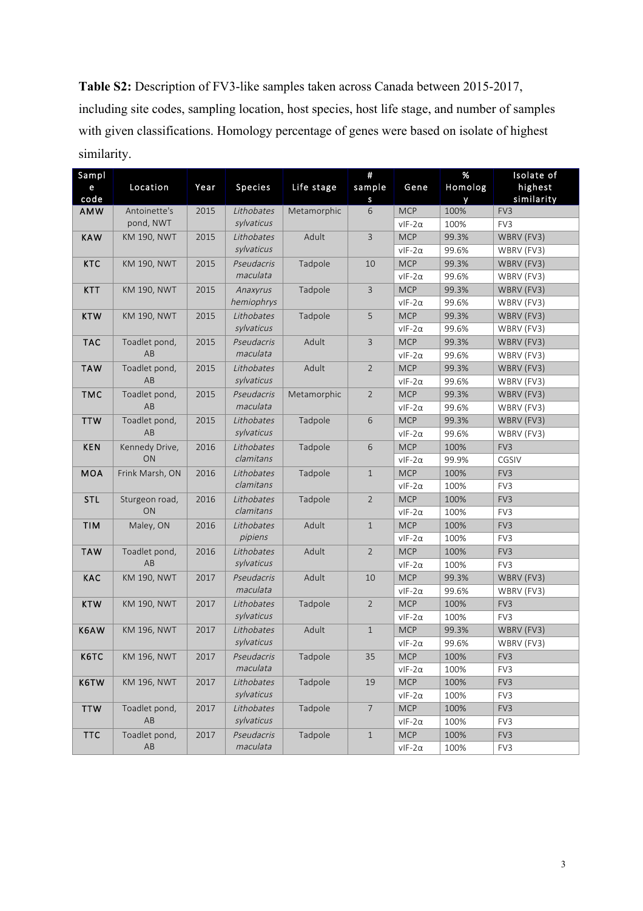**Table S2:** Description of FV3-like samples taken across Canada between 2015-2017, including site codes, sampling location, host species, host life stage, and number of samples with given classifications. Homology percentage of genes were based on isolate of highest similarity.

| Sample code | Location | Year | Species | Life stage | # samples | Gene | % Homology | Isolate of highest similarity |
|---|---|---|---|---|---|---|---|---|
| **AMW** | Antoinette's pond, NWT | 2015 | *Lithobates sylvaticus* | Metamorphic | 6 | MCP | 100% | FV3 |
| | | | | | | vIF-2α | 100% | FV3 |
| **KAW** | KM 190, NWT | 2015 | *Lithobates sylvaticus* | Adult | 3 | MCP | 99.3% | WBRV (FV3) |
| | | | | | | vIF-2α | 99.6% | WBRV (FV3) |
| **KTC** | KM 190, NWT | 2015 | *Pseudacris maculata* | Tadpole | 10 | MCP | 99.3% | WBRV (FV3) |
| | | | | | | vIF-2α | 99.6% | WBRV (FV3) |
| **KTT** | KM 190, NWT | 2015 | *Anaxyrus hemiophrys* | Tadpole | 3 | MCP | 99.3% | WBRV (FV3) |
| | | | | | | vIF-2α | 99.6% | WBRV (FV3) |
| **KTW** | KM 190, NWT | 2015 | *Lithobates sylvaticus* | Tadpole | 5 | MCP | 99.3% | WBRV (FV3) |
| | | | | | | vIF-2α | 99.6% | WBRV (FV3) |
| **TAC** | Toadlet pond, AB | 2015 | *Pseudacris maculata* | Adult | 3 | MCP | 99.3% | WBRV (FV3) |
| | | | | | | vIF-2α | 99.6% | WBRV (FV3) |
| **TAW** | Toadlet pond, AB | 2015 | *Lithobates sylvaticus* | Adult | 2 | MCP | 99.3% | WBRV (FV3) |
| | | | | | | vIF-2α | 99.6% | WBRV (FV3) |
| **TMC** | Toadlet pond, AB | 2015 | *Pseudacris maculata* | Metamorphic | 2 | MCP | 99.3% | WBRV (FV3) |
| | | | | | | vIF-2α | 99.6% | WBRV (FV3) |
| **TTW** | Toadlet pond, AB | 2015 | *Lithobates sylvaticus* | Tadpole | 6 | MCP | 99.3% | WBRV (FV3) |
| | | | | | | vIF-2α | 99.6% | WBRV (FV3) |
| **KEN** | Kennedy Drive, ON | 2016 | *Lithobates clamitans* | Tadpole | 6 | MCP | 100% | FV3 |
| | | | | | | vIF-2α | 99.9% | CGSIV |
| **MOA** | Frink Marsh, ON | 2016 | *Lithobates clamitans* | Tadpole | 1 | MCP | 100% | FV3 |
| | | | | | | vIF-2α | 100% | FV3 |
| **STL** | Sturgeon road, ON | 2016 | *Lithobates clamitans* | Tadpole | 2 | MCP | 100% | FV3 |
| | | | | | | vIF-2α | 100% | FV3 |
| **TIM** | Maley, ON | 2016 | *Lithobates pipiens* | Adult | 1 | MCP | 100% | FV3 |
| | | | | | | vIF-2α | 100% | FV3 |
| **TAW** | Toadlet pond, AB | 2016 | *Lithobates sylvaticus* | Adult | 2 | MCP | 100% | FV3 |
| | | | | | | vIF-2α | 100% | FV3 |
| **KAC** | KM 190, NWT | 2017 | *Pseudacris maculata* | Adult | 10 | MCP | 99.3% | WBRV (FV3) |
| | | | | | | vIF-2α | 99.6% | WBRV (FV3) |
| **KTW** | KM 190, NWT | 2017 | *Lithobates sylvaticus* | Tadpole | 2 | MCP | 100% | FV3 |
| | | | | | | vIF-2α | 100% | FV3 |
| **K6AW** | KM 196, NWT | 2017 | *Lithobates sylvaticus* | Adult | 1 | MCP | 99.3% | WBRV (FV3) |
| | | | | | | vIF-2α | 99.6% | WBRV (FV3) |
| **K6TC** | KM 196, NWT | 2017 | *Pseudacris maculata* | Tadpole | 35 | MCP | 100% | FV3 |
| | | | | | | vIF-2α | 100% | FV3 |
| **K6TW** | KM 196, NWT | 2017 | *Lithobates sylvaticus* | Tadpole | 19 | MCP | 100% | FV3 |
| | | | | | | vIF-2α | 100% | FV3 |
| **TTW** | Toadlet pond, AB | 2017 | *Lithobates sylvaticus* | Tadpole | 7 | MCP | 100% | FV3 |
| | | | | | | vIF-2α | 100% | FV3 |
| **TTC** | Toadlet pond, AB | 2017 | *Pseudacris maculata* | Tadpole | 1 | MCP | 100% | FV3 |
| | | | | | | vIF-2α | 100% | FV3 |